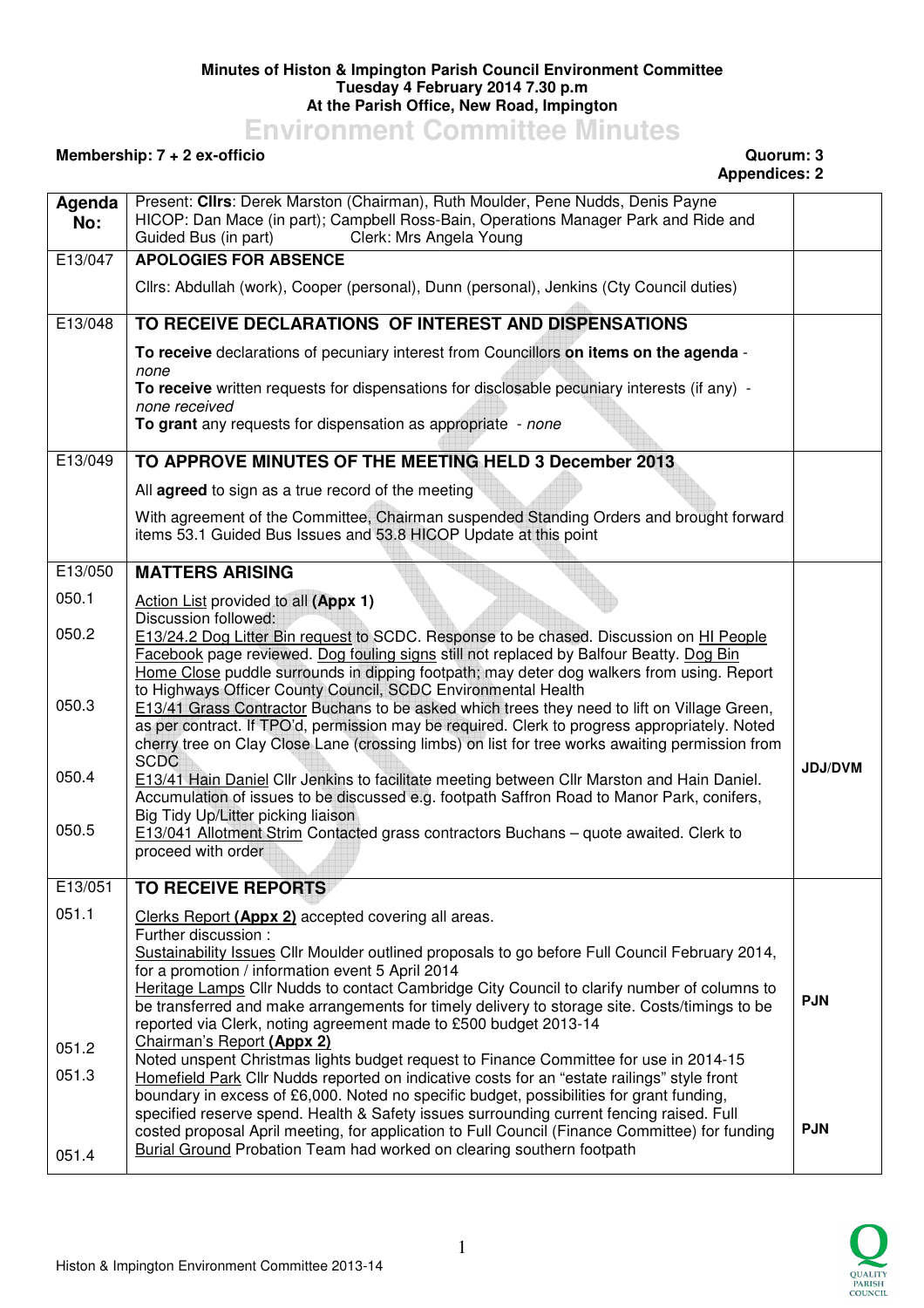**Minutes of Histon & Impington Parish Council Environment Committee**
**Tuesday 4 February 2014 7.30 p.m**
**At the Parish Office, New Road, Impington**

# Environment Committee Minutes

**Membership: 7 + 2 ex-officio** **Quorum: 3**
**Appendices: 2**

| Agenda No: | Present: **Cllrs**: Derek Marston (Chairman), Ruth Moulder, Pene Nudds, Denis Payne HICOP: Dan Mace (in part); Campbell Ross-Bain, Operations Manager Park and Ride and Guided Bus (in part) Clerk: Mrs Angela Young | |
|---|---|---|
| E13/047 | **APOLOGIES FOR ABSENCE**<br><br>Cllrs: Abdullah (work), Cooper (personal), Dunn (personal), Jenkins (Cty Council duties) | |
| E13/048 | **TO RECEIVE DECLARATIONS OF INTEREST AND DISPENSATIONS**<br><br>**To receive** declarations of pecuniary interest from Councillors **on items on the agenda** - *none*<br>**To receive** written requests for dispensations for disclosable pecuniary interests (if any) - *none received*<br>**To grant** any requests for dispensation as appropriate - *none* | |
| E13/049 | **TO APPROVE MINUTES OF THE MEETING HELD 3 December 2013**<br><br>All **agreed** to sign as a true record of the meeting<br><br>With agreement of the Committee, Chairman suspended Standing Orders and brought forward items 53.1 Guided Bus Issues and 53.8 HICOP Update at this point | |
| E13/050 | **MATTERS ARISING** | |
| 050.1 | Action List provided to all **(Appx 1)**<br>Discussion followed: | |
| 050.2 | E13/24.2 Dog Litter Bin request to SCDC. Response to be chased. Discussion on HI People Facebook page reviewed. Dog fouling signs still not replaced by Balfour Beatty. Dog Bin Home Close puddle surrounds in dipping footpath; may deter dog walkers from using. Report to Highways Officer County Council, SCDC Environmental Health | |
| 050.3 | E13/41 Grass Contractor Buchans to be asked which trees they need to lift on Village Green, as per contract. If TPO'd, permission may be required. Clerk to progress appropriately. Noted cherry tree on Clay Close Lane (crossing limbs) on list for tree works awaiting permission from SCDC | |
| 050.4 | E13/41 Hain Daniel Cllr Jenkins to facilitate meeting between Cllr Marston and Hain Daniel. Accumulation of issues to be discussed e.g. footpath Saffron Road to Manor Park, conifers, Big Tidy Up/Litter picking liaison | **JDJ/DVM** |
| 050.5 | E13/041 Allotment Strim Contacted grass contractors Buchans – quote awaited. Clerk to proceed with order | |
| E13/051 | **TO RECEIVE REPORTS** | |
| 051.1 | Clerks Report **(Appx 2)** accepted covering all areas.<br>Further discussion :<br>Sustainability Issues Cllr Moulder outlined proposals to go before Full Council February 2014, for a promotion / information event 5 April 2014<br>Heritage Lamps Cllr Nudds to contact Cambridge City Council to clarify number of columns to be transferred and make arrangements for timely delivery to storage site. Costs/timings to be reported via Clerk, noting agreement made to £500 budget 2013-14 | **PJN** |
| 051.2 | Chairman's Report **(Appx 2)**<br>Noted unspent Christmas lights budget request to Finance Committee for use in 2014-15 | |
| 051.3 | Homefield Park Cllr Nudds reported on indicative costs for an "estate railings" style front boundary in excess of £6,000. Noted no specific budget, possibilities for grant funding, specified reserve spend. Health & Safety issues surrounding current fencing raised. Full costed proposal April meeting, for application to Full Council (Finance Committee) for funding | **PJN** |
| 051.4 | Burial Ground Probation Team had worked on clearing southern footpath | |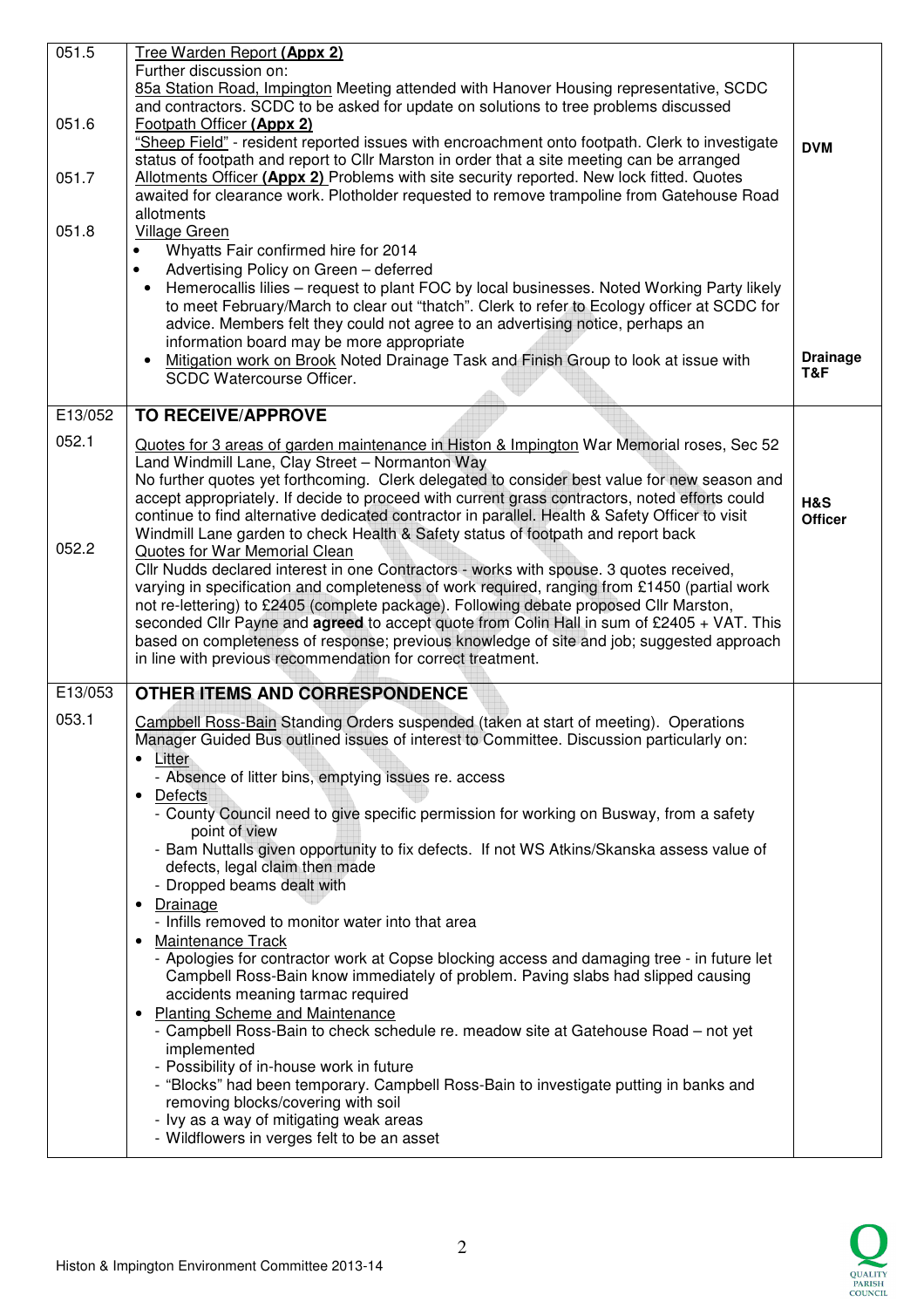| | | |
|---|---|---|
| 051.5 | Tree Warden Report **(Appx 2)**<br>Further discussion on:<br>85a Station Road, Impington Meeting attended with Hanover Housing representative, SCDC and contractors. SCDC to be asked for update on solutions to tree problems discussed | |
| 051.6 | Footpath Officer **(Appx 2)**<br>"Sheep Field" - resident reported issues with encroachment onto footpath. Clerk to investigate status of footpath and report to Cllr Marston in order that a site meeting can be arranged | **DVM** |
| 051.7 | Allotments Officer **(Appx 2)** Problems with site security reported. New lock fitted. Quotes awaited for clearance work. Plotholder requested to remove trampoline from Gatehouse Road allotments | |
| 051.8 | Village Green<br>• Whyatts Fair confirmed hire for 2014<br>• Advertising Policy on Green – deferred<br>• Hemerocallis lilies – request to plant FOC by local businesses. Noted Working Party likely to meet February/March to clear out "thatch". Clerk to refer to Ecology officer at SCDC for advice. Members felt they could not agree to an advertising notice, perhaps an information board may be more appropriate<br>• Mitigation work on Brook Noted Drainage Task and Finish Group to look at issue with SCDC Watercourse Officer. | **Drainage T&F** |
| **E13/052** | **TO RECEIVE/APPROVE** | |
| 052.1 | Quotes for 3 areas of garden maintenance in Histon & Impington War Memorial roses, Sec 52 Land Windmill Lane, Clay Street – Normanton Way<br>No further quotes yet forthcoming. Clerk delegated to consider best value for new season and accept appropriately. If decide to proceed with current grass contractors, noted efforts could continue to find alternative dedicated contractor in parallel. Health & Safety Officer to visit Windmill Lane garden to check Health & Safety status of footpath and report back | **H&S Officer** |
| 052.2 | Quotes for War Memorial Clean<br>Cllr Nudds declared interest in one Contractors - works with spouse. 3 quotes received, varying in specification and completeness of work required, ranging from £1450 (partial work not re-lettering) to £2405 (complete package). Following debate proposed Cllr Marston, seconded Cllr Payne and **agreed** to accept quote from Colin Hall in sum of £2405 + VAT. This based on completeness of response; previous knowledge of site and job; suggested approach in line with previous recommendation for correct treatment. | |
| **E13/053** | **OTHER ITEMS AND CORRESPONDENCE** | |
| 053.1 | Campbell Ross-Bain Standing Orders suspended (taken at start of meeting). Operations Manager Guided Bus outlined issues of interest to Committee. Discussion particularly on:<br>• Litter<br>- Absence of litter bins, emptying issues re. access<br>• Defects<br>- County Council need to give specific permission for working on Busway, from a safety point of view<br>- Bam Nuttalls given opportunity to fix defects. If not WS Atkins/Skanska assess value of defects, legal claim then made<br>- Dropped beams dealt with<br>• Drainage<br>- Infills removed to monitor water into that area<br>• Maintenance Track<br>- Apologies for contractor work at Copse blocking access and damaging tree - in future let Campbell Ross-Bain know immediately of problem. Paving slabs had slipped causing accidents meaning tarmac required<br>• Planting Scheme and Maintenance<br>- Campbell Ross-Bain to check schedule re. meadow site at Gatehouse Road – not yet implemented<br>- Possibility of in-house work in future<br>- "Blocks" had been temporary. Campbell Ross-Bain to investigate putting in banks and removing blocks/covering with soil<br>- Ivy as a way of mitigating weak areas<br>- Wildflowers in verges felt to be an asset | |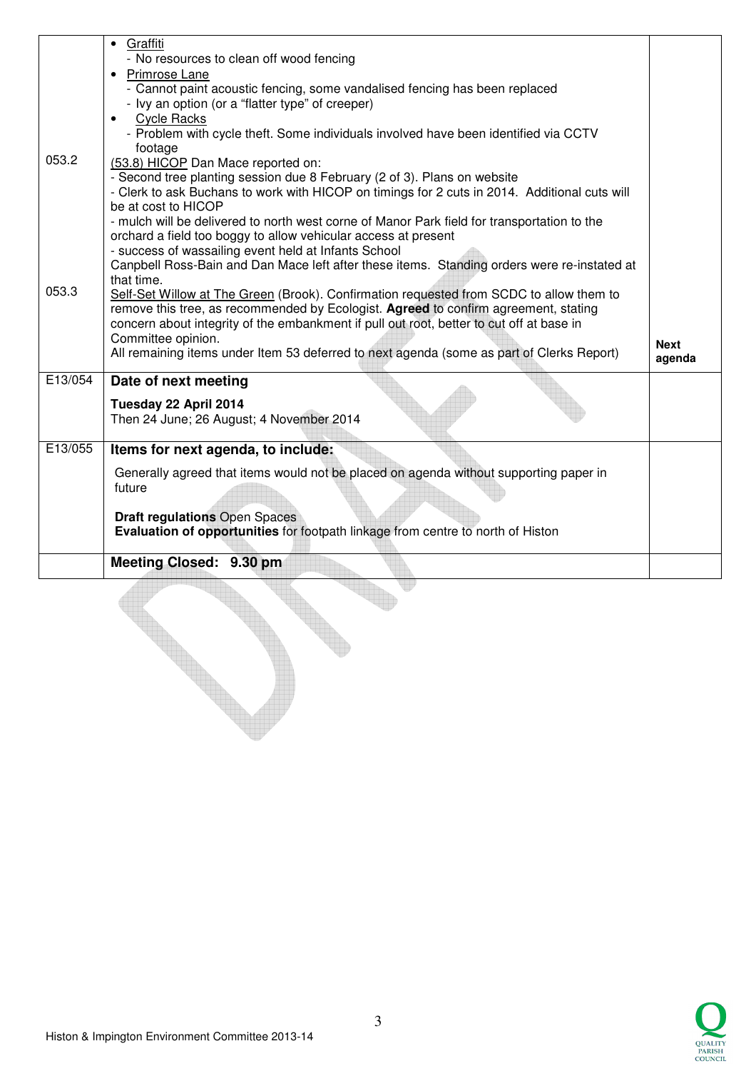| | | |
|---|---|---|
| 053.2<br><br>053.3 | • Graffiti<br>- No resources to clean off wood fencing<br>• Primrose Lane<br>- Cannot paint acoustic fencing, some vandalised fencing has been replaced<br>- Ivy an option (or a "flatter type" of creeper)<br>• Cycle Racks<br>- Problem with cycle theft. Some individuals involved have been identified via CCTV footage<br>(53.8) HICOP Dan Mace reported on:<br>- Second tree planting session due 8 February (2 of 3). Plans on website<br>- Clerk to ask Buchans to work with HICOP on timings for 2 cuts in 2014. Additional cuts will be at cost to HICOP<br>- mulch will be delivered to north west corne of Manor Park field for transportation to the orchard a field too boggy to allow vehicular access at present<br>- success of wassailing event held at Infants School<br>Canpbell Ross-Bain and Dan Mace left after these items. Standing orders were re-instated at that time.<br>Self-Set Willow at The Green (Brook). Confirmation requested from SCDC to allow them to remove this tree, as recommended by Ecologist. **Agreed** to confirm agreement, stating concern about integrity of the embankment if pull out root, better to cut off at base in Committee opinion.<br>All remaining items under Item 53 deferred to next agenda (some as part of Clerks Report) | **Next agenda** |
| E13/054 | **Date of next meeting**<br><br>**Tuesday 22 April 2014**<br>Then 24 June; 26 August; 4 November 2014 | |
| E13/055 | **Items for next agenda, to include:**<br><br>Generally agreed that items would not be placed on agenda without supporting paper in future<br><br>**Draft regulations** Open Spaces<br>**Evaluation of opportunities** for footpath linkage from centre to north of Histon | |
| | **Meeting Closed: 9.30 pm** | |